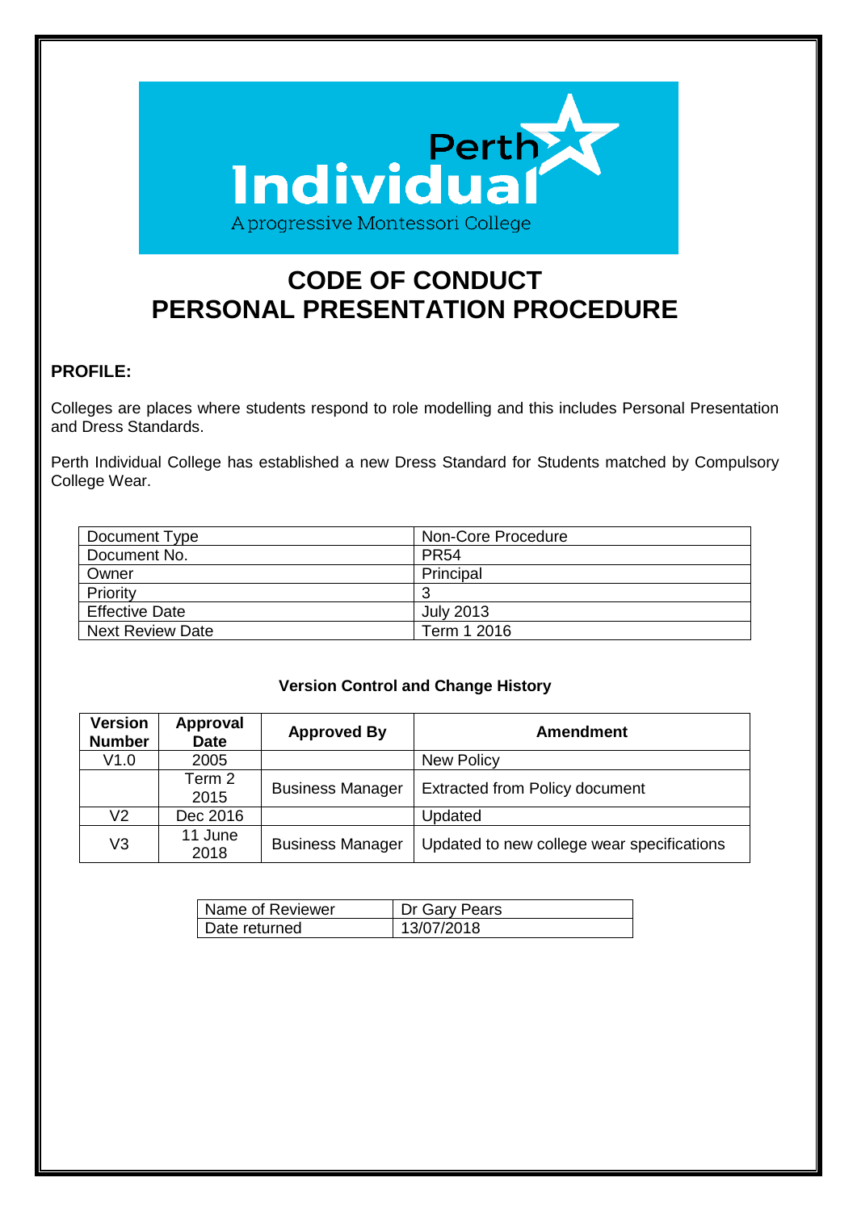Perth Individual

A progressive Montessori College

# CODE OF CONDUCT
# PERSONAL PRESENTATION PROCEDURE

**PROFILE:**

Colleges are places where students respond to role modelling and this includes Personal Presentation and Dress Standards.

Perth Individual College has established a new Dress Standard for Students matched by Compulsory College Wear.

| Document Type | Non-Core Procedure |
|---|---|
| Document No. | PR54 |
| Owner | Principal |
| Priority | 3 |
| Effective Date | July 2013 |
| Next Review Date | Term 1 2016 |

**Version Control and Change History**

| Version Number | Approval Date | Approved By | Amendment |
|---|---|---|---|
| V1.0 | 2005 | | New Policy |
| | Term 2 2015 | Business Manager | Extracted from Policy document |
| V2 | Dec 2016 | | Updated |
| V3 | 11 June 2018 | Business Manager | Updated to new college wear specifications |

| Name of Reviewer | Dr Gary Pears |
|---|---|
| Date returned | 13/07/2018 |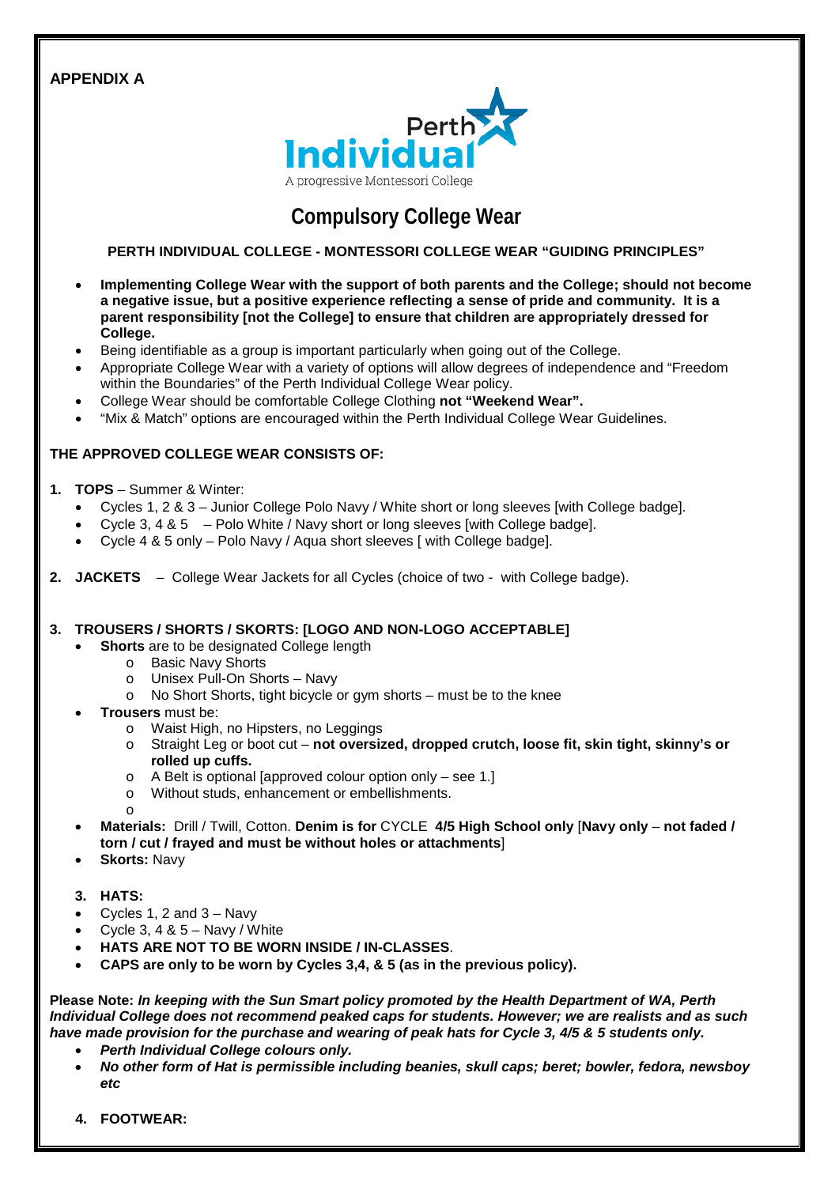**APPENDIX A**

Perth Individual
A progressive Montessori College

# Compulsory College Wear

**PERTH INDIVIDUAL COLLEGE - MONTESSORI COLLEGE WEAR "GUIDING PRINCIPLES"**

- **Implementing College Wear with the support of both parents and the College; should not become a negative issue, but a positive experience reflecting a sense of pride and community. It is a parent responsibility [not the College] to ensure that children are appropriately dressed for College.**
- Being identifiable as a group is important particularly when going out of the College.
- Appropriate College Wear with a variety of options will allow degrees of independence and "Freedom within the Boundaries" of the Perth Individual College Wear policy.
- College Wear should be comfortable College Clothing **not "Weekend Wear".**
- "Mix & Match" options are encouraged within the Perth Individual College Wear Guidelines.

**THE APPROVED COLLEGE WEAR CONSISTS OF:**

1. **TOPS** – Summer & Winter:
   - Cycles 1, 2 & 3 – Junior College Polo Navy / White short or long sleeves [with College badge].
   - Cycle 3, 4 & 5 – Polo White / Navy short or long sleeves [with College badge].
   - Cycle 4 & 5 only – Polo Navy / Aqua short sleeves [ with College badge].

2. **JACKETS** – College Wear Jackets for all Cycles (choice of two - with College badge).

3. **TROUSERS / SHORTS / SKORTS: [LOGO AND NON-LOGO ACCEPTABLE]**
   - **Shorts** are to be designated College length
     - Basic Navy Shorts
     - Unisex Pull-On Shorts – Navy
     - No Short Shorts, tight bicycle or gym shorts – must be to the knee
   - **Trousers** must be:
     - Waist High, no Hipsters, no Leggings
     - Straight Leg or boot cut – **not oversized, dropped crutch, loose fit, skin tight, skinny's or rolled up cuffs.**
     - A Belt is optional [approved colour option only – see 1.]
     - Without studs, enhancement or embellishments.
   - **Materials:** Drill / Twill, Cotton. **Denim is for** CYCLE **4/5 High School only** [**Navy only** – **not faded / torn / cut / frayed and must be without holes or attachments**]
   - **Skorts:** Navy

3. **HATS:**
   - Cycles 1, 2 and 3 – Navy
   - Cycle 3, 4 & 5 – Navy / White
   - **HATS ARE NOT TO BE WORN INSIDE / IN-CLASSES**.
   - **CAPS are only to be worn by Cycles 3,4, & 5 (as in the previous policy).**

**Please Note:** ***In keeping with the Sun Smart policy promoted by the Health Department of WA, Perth Individual College does not recommend peaked caps for students. However; we are realists and as such have made provision for the purchase and wearing of peak hats for Cycle 3, 4/5 & 5 students only.***

- ***Perth Individual College colours only.***
- ***No other form of Hat is permissible including beanies, skull caps; beret; bowler, fedora, newsboy etc***

4. **FOOTWEAR:**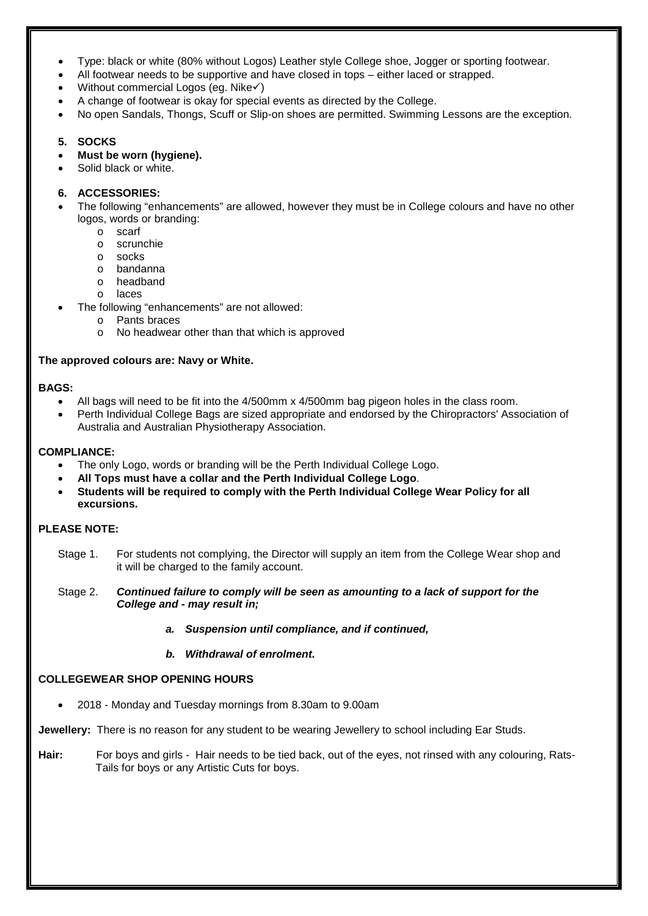- Type: black or white (80% without Logos) Leather style College shoe, Jogger or sporting footwear.
- All footwear needs to be supportive and have closed in tops – either laced or strapped.
- Without commercial Logos (eg. Nike✓)
- A change of footwear is okay for special events as directed by the College.
- No open Sandals, Thongs, Scuff or Slip-on shoes are permitted. Swimming Lessons are the exception.

**5. SOCKS**

- **Must be worn (hygiene).**
- Solid black or white.

**6. ACCESSORIES:**

- The following "enhancements" are allowed, however they must be in College colours and have no other logos, words or branding:
  - scarf
  - scrunchie
  - socks
  - bandanna
  - headband
  - laces
- The following "enhancements" are not allowed:
  - Pants braces
  - No headwear other than that which is approved

**The approved colours are: Navy or White.**

**BAGS:**

- All bags will need to be fit into the 4/500mm x 4/500mm bag pigeon holes in the class room.
- Perth Individual College Bags are sized appropriate and endorsed by the Chiropractors' Association of Australia and Australian Physiotherapy Association.

**COMPLIANCE:**

- The only Logo, words or branding will be the Perth Individual College Logo.
- **All Tops must have a collar and the Perth Individual College Logo**.
- **Students will be required to comply with the Perth Individual College Wear Policy for all excursions.**

**PLEASE NOTE:**

Stage 1. For students not complying, the Director will supply an item from the College Wear shop and it will be charged to the family account.

Stage 2. ***Continued failure to comply will be seen as amounting to a lack of support for the College and - may result in;***

***a. Suspension until compliance, and if continued,***

***b. Withdrawal of enrolment.***

**COLLEGEWEAR SHOP OPENING HOURS**

- 2018 - Monday and Tuesday mornings from 8.30am to 9.00am

**Jewellery:** There is no reason for any student to be wearing Jewellery to school including Ear Studs.

**Hair:** For boys and girls - Hair needs to be tied back, out of the eyes, not rinsed with any colouring, Rats-Tails for boys or any Artistic Cuts for boys.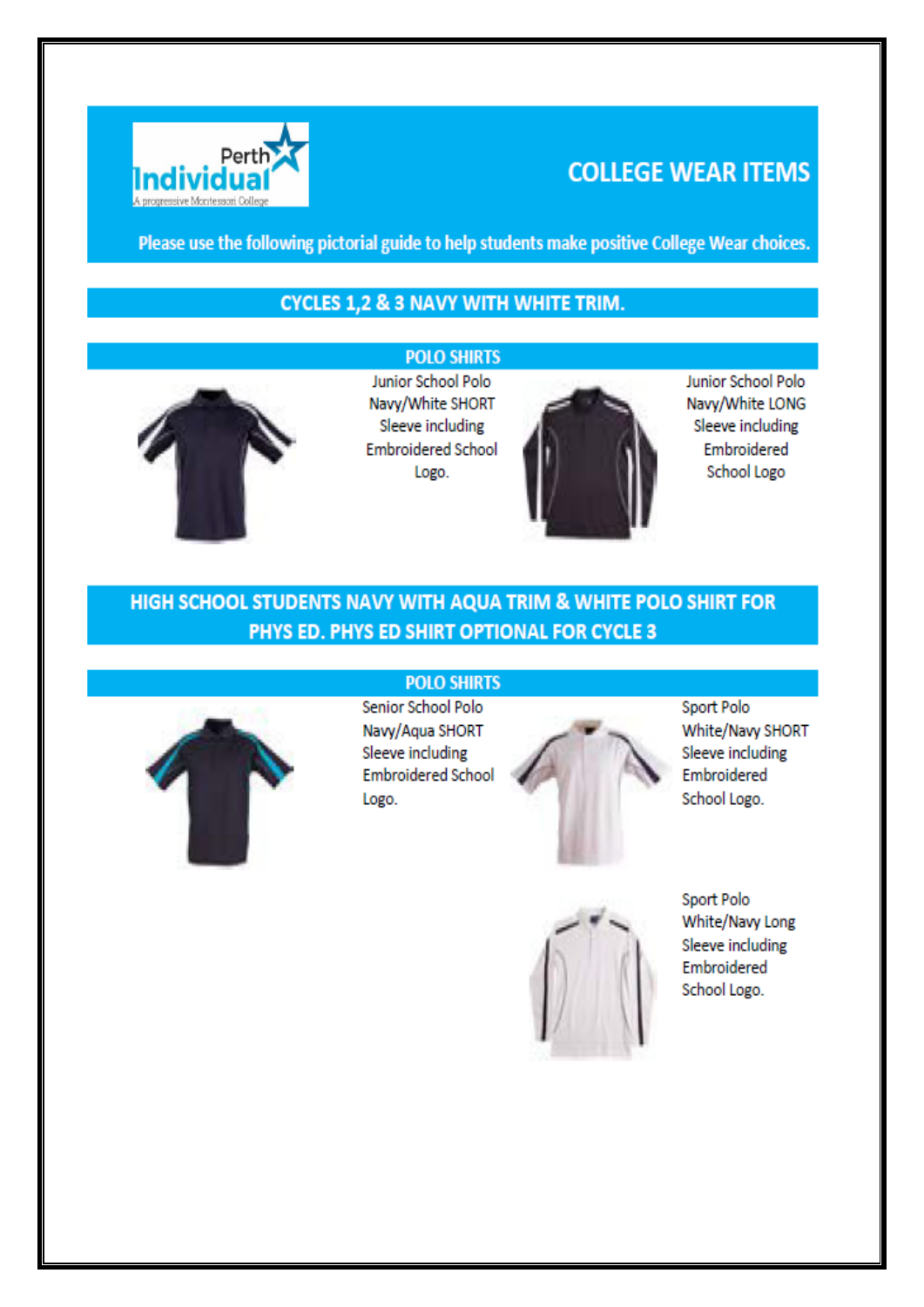Perth Individual
A progressive Montessori College

# COLLEGE WEAR ITEMS

**Please use the following pictorial guide to help students make positive College Wear choices.**

## CYCLES 1,2 & 3 NAVY WITH WHITE TRIM.

### POLO SHIRTS

Junior School Polo Navy/White SHORT Sleeve including Embroidered School Logo.

Junior School Polo Navy/White LONG Sleeve including Embroidered School Logo

## HIGH SCHOOL STUDENTS NAVY WITH AQUA TRIM & WHITE POLO SHIRT FOR PHYS ED. PHYS ED SHIRT OPTIONAL FOR CYCLE 3

### POLO SHIRTS

Senior School Polo Navy/Aqua SHORT Sleeve including Embroidered School Logo.

Sport Polo White/Navy SHORT Sleeve including Embroidered School Logo.

Sport Polo White/Navy Long Sleeve including Embroidered School Logo.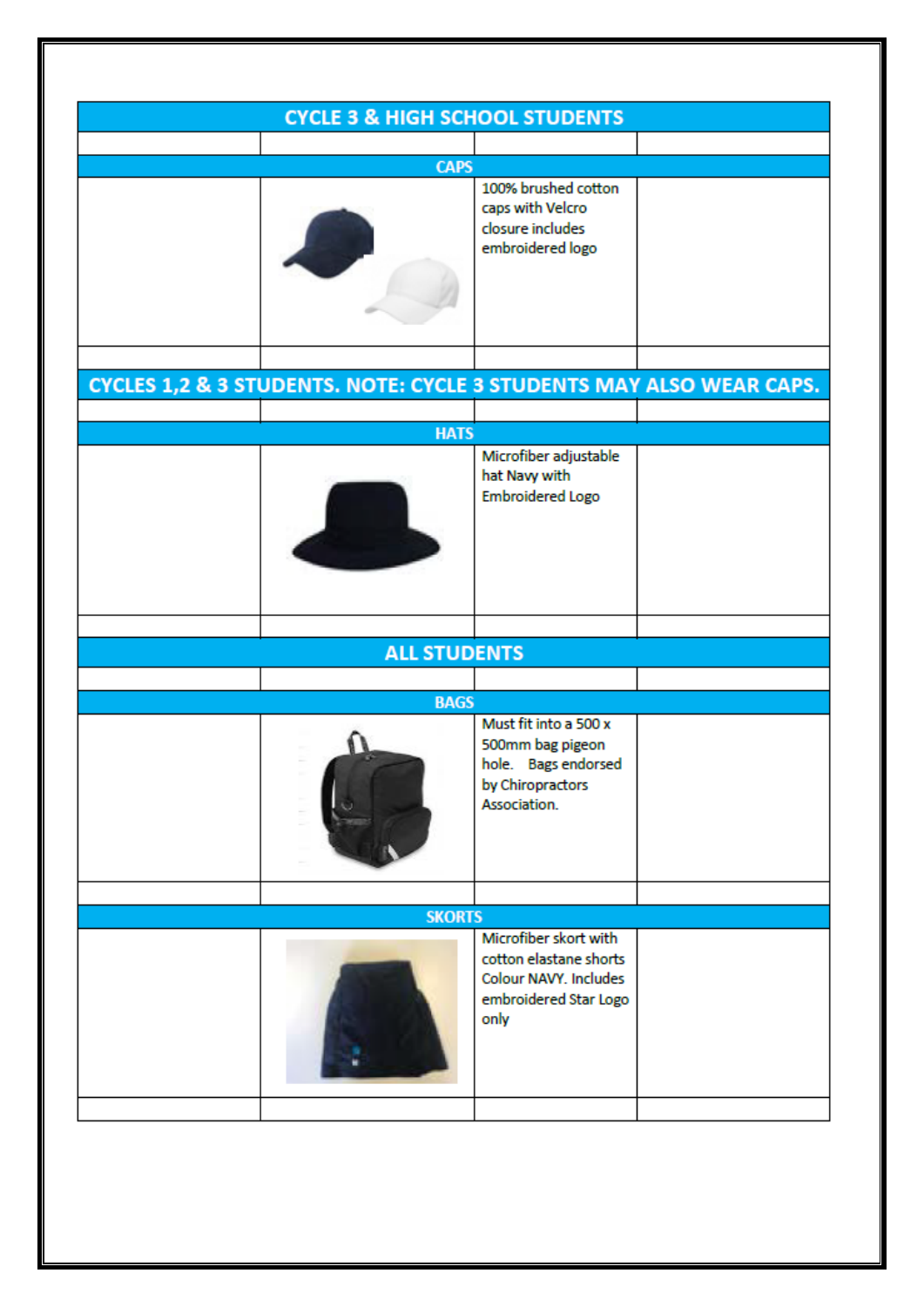| CYCLE 3 & HIGH SCHOOL STUDENTS | | | |
|---|---|---|---|
| | | | |
| **CAPS** | | | |
| | | 100% brushed cotton caps with Velcro closure includes embroidered logo | |
| | | | |
| **CYCLES 1,2 & 3 STUDENTS. NOTE: CYCLE 3 STUDENTS MAY ALSO WEAR CAPS.** | | | |
| | | | |
| **HATS** | | | |
| | | Microfiber adjustable hat Navy with Embroidered Logo | |
| | | | |
| **ALL STUDENTS** | | | |
| | | | |
| **BAGS** | | | |
| | | Must fit into a 500 x 500mm bag pigeon hole. Bags endorsed by Chiropractors Association. | |
| | | | |
| **SKORTS** | | | |
| | | Microfiber skort with cotton elastane shorts Colour NAVY. Includes embroidered Star Logo only | |
| | | | |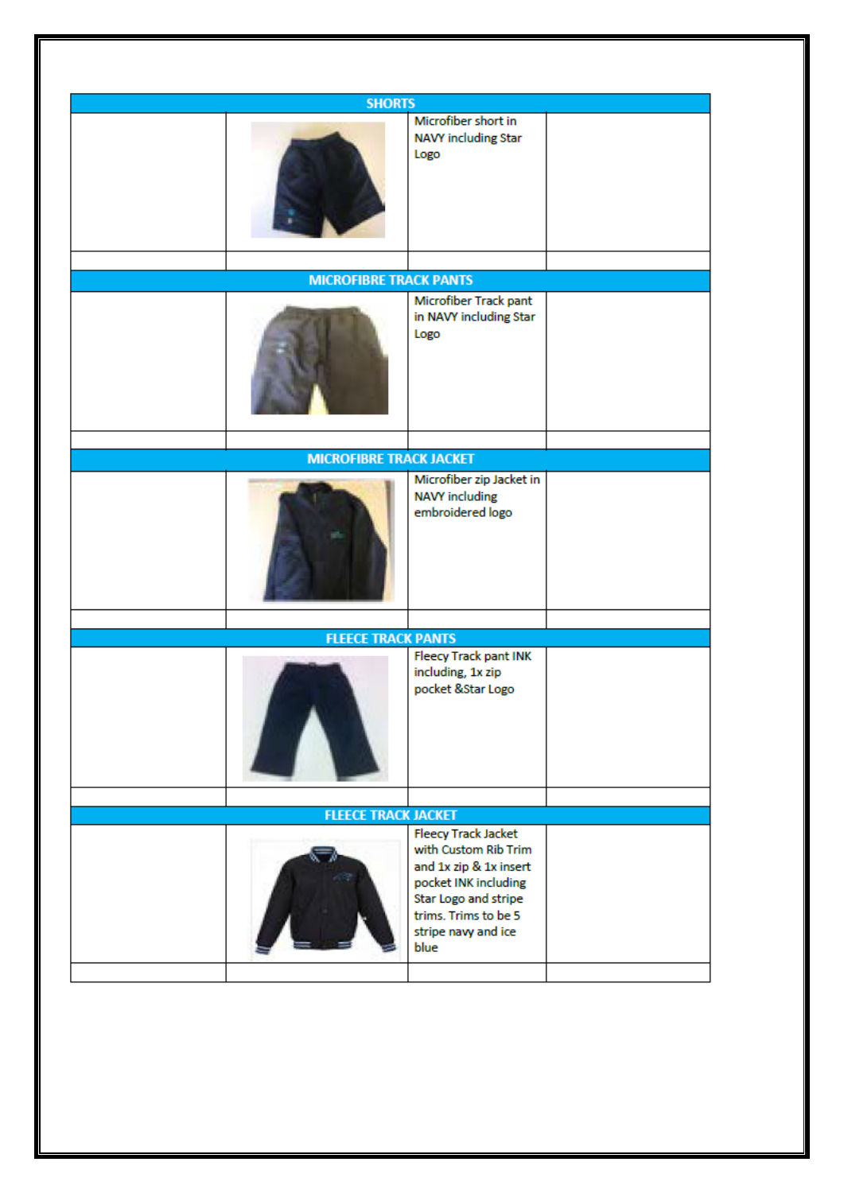| SHORTS | | | |
|---|---|---|---|
| | | Microfiber short in NAVY including Star Logo | |
| | | | |
| **MICROFIBRE TRACK PANTS** | | | |
| | | Microfiber Track pant in NAVY including Star Logo | |
| | | | |
| **MICROFIBRE TRACK JACKET** | | | |
| | | Microfiber zip Jacket in NAVY including embroidered logo | |
| | | | |
| **FLEECE TRACK PANTS** | | | |
| | | Fleecy Track pant INK including, 1x zip pocket &Star Logo | |
| | | | |
| **FLEECE TRACK JACKET** | | | |
| | | Fleecy Track Jacket with Custom Rib Trim and 1x zip & 1x insert pocket INK including Star Logo and stripe trims. Trims to be 5 stripe navy and ice blue | |
| | | | |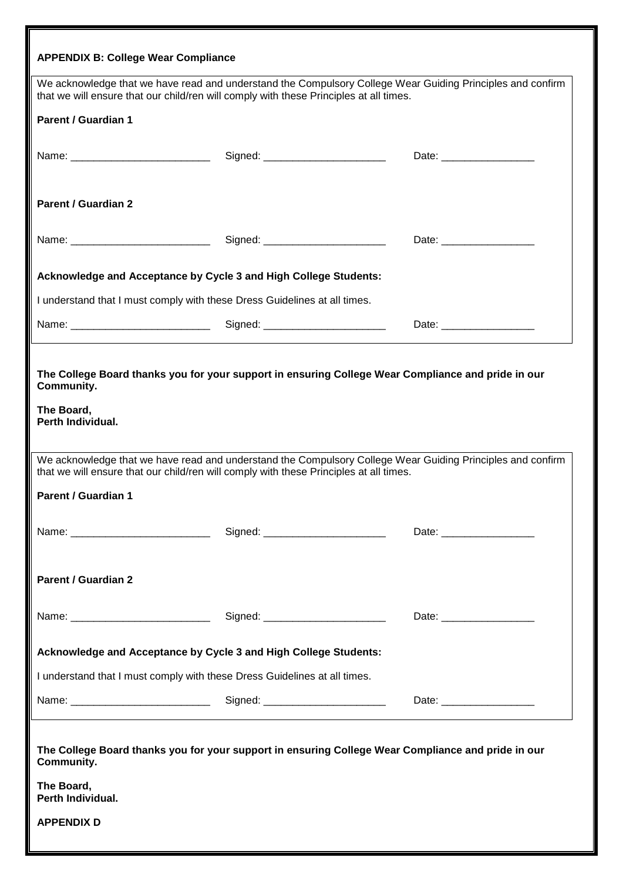**APPENDIX B: College Wear Compliance**

We acknowledge that we have read and understand the Compulsory College Wear Guiding Principles and confirm that we will ensure that our child/ren will comply with these Principles at all times.

**Parent / Guardian 1**

Name: ________________________ Signed: _____________________ Date: ________________

**Parent / Guardian 2**

Name: ________________________ Signed: _____________________ Date: ________________

**Acknowledge and Acceptance by Cycle 3 and High College Students:**

I understand that I must comply with these Dress Guidelines at all times.

Name: ________________________ Signed: _____________________ Date: ________________

**The College Board thanks you for your support in ensuring College Wear Compliance and pride in our Community.**

**The Board,**
**Perth Individual.**

We acknowledge that we have read and understand the Compulsory College Wear Guiding Principles and confirm that we will ensure that our child/ren will comply with these Principles at all times.

**Parent / Guardian 1**

Name: ________________________ Signed: _____________________ Date: ________________

**Parent / Guardian 2**

Name: ________________________ Signed: _____________________ Date: ________________

**Acknowledge and Acceptance by Cycle 3 and High College Students:**

I understand that I must comply with these Dress Guidelines at all times.

Name: ________________________ Signed: _____________________ Date: ________________

**The College Board thanks you for your support in ensuring College Wear Compliance and pride in our Community.**

**The Board,**
**Perth Individual.**

**APPENDIX D**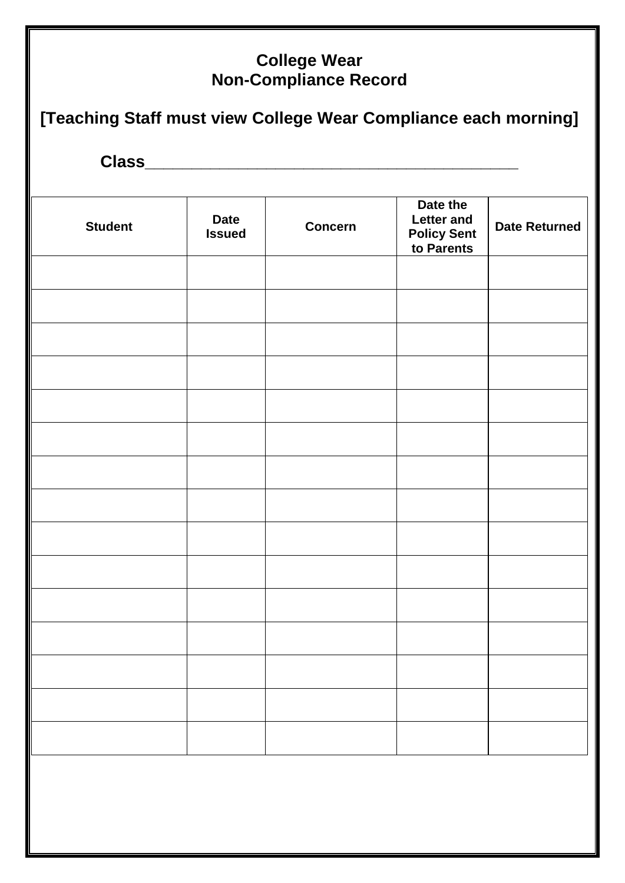**College Wear**
**Non-Compliance Record**

**[Teaching Staff must view College Wear Compliance each morning]**

**Class**_________________________________________

| Student | Date Issued | Concern | Date the Letter and Policy Sent to Parents | Date Returned |
|---|---|---|---|---|
| | | | | |
| | | | | |
| | | | | |
| | | | | |
| | | | | |
| | | | | |
| | | | | |
| | | | | |
| | | | | |
| | | | | |
| | | | | |
| | | | | |
| | | | | |
| | | | | |
| | | | | |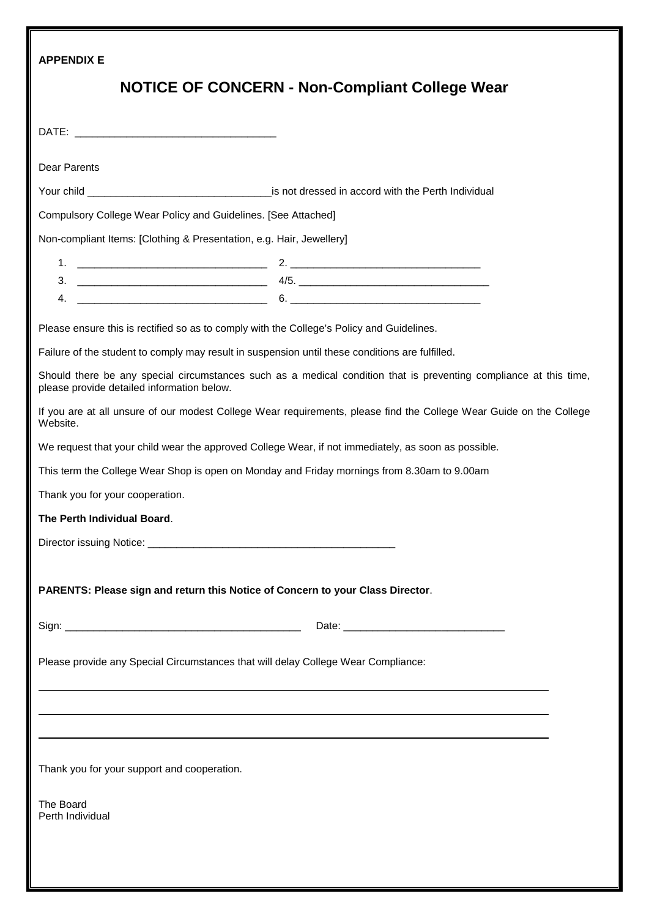**APPENDIX E**

# NOTICE OF CONCERN - Non-Compliant College Wear

DATE: ___________________________________

Dear Parents

Your child ________________________________is not dressed in accord with the Perth Individual

Compulsory College Wear Policy and Guidelines. [See Attached]

Non-compliant Items: [Clothing & Presentation, e.g. Hair, Jewellery]

1. _________________________________ 2. _________________________________
3. _________________________________ 4/5. _________________________________
4. _________________________________ 6. _________________________________

Please ensure this is rectified so as to comply with the College's Policy and Guidelines.

Failure of the student to comply may result in suspension until these conditions are fulfilled.

Should there be any special circumstances such as a medical condition that is preventing compliance at this time, please provide detailed information below.

If you are at all unsure of our modest College Wear requirements, please find the College Wear Guide on the College Website.

We request that your child wear the approved College Wear, if not immediately, as soon as possible.

This term the College Wear Shop is open on Monday and Friday mornings from 8.30am to 9.00am

Thank you for your cooperation.

**The Perth Individual Board**.

Director issuing Notice: ____________________________________________

**PARENTS: Please sign and return this Notice of Concern to your Class Director**.

Sign: _________________________________________ Date: ____________________________

Please provide any Special Circumstances that will delay College Wear Compliance:

______________________________________________________________________________

______________________________________________________________________________

______________________________________________________________________________

Thank you for your support and cooperation.

The Board
Perth Individual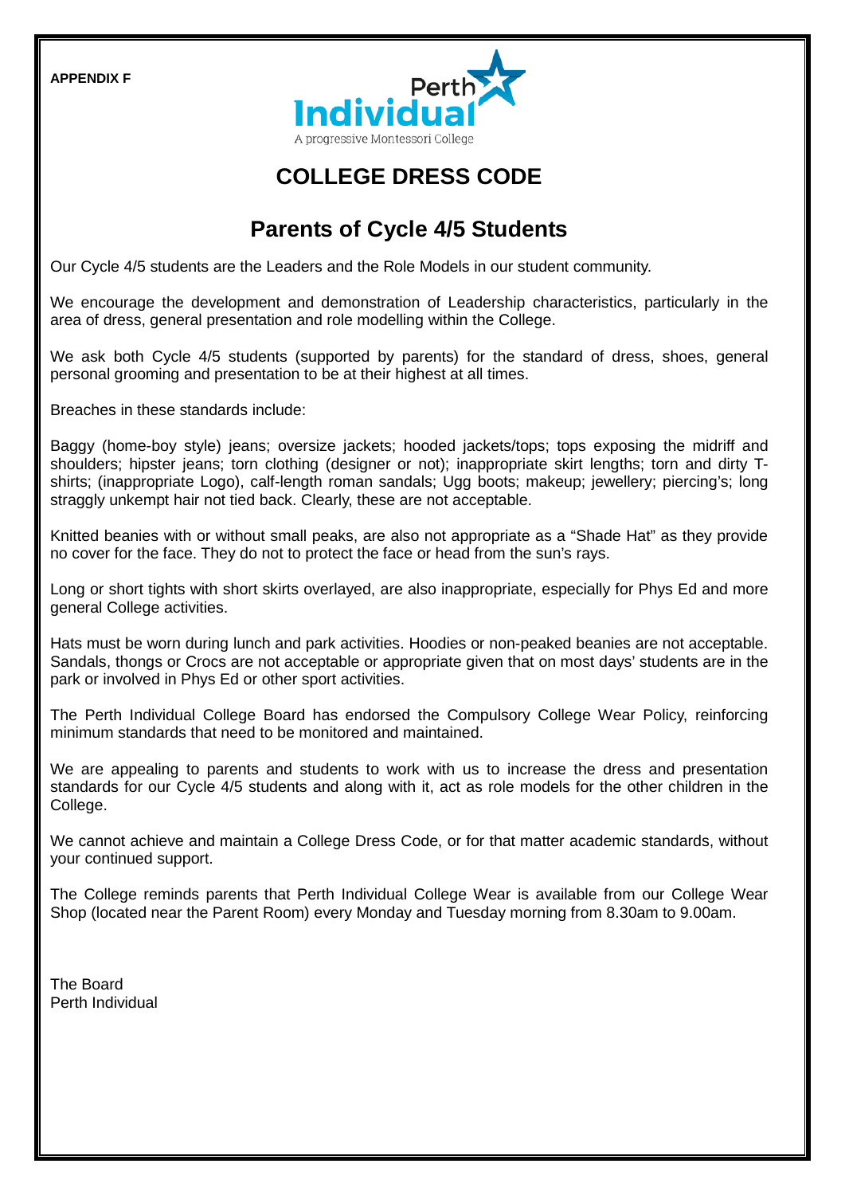**APPENDIX F**

Perth Individual
A progressive Montessori College

# COLLEGE DRESS CODE

## Parents of Cycle 4/5 Students

Our Cycle 4/5 students are the Leaders and the Role Models in our student community.

We encourage the development and demonstration of Leadership characteristics, particularly in the area of dress, general presentation and role modelling within the College.

We ask both Cycle 4/5 students (supported by parents) for the standard of dress, shoes, general personal grooming and presentation to be at their highest at all times.

Breaches in these standards include:

Baggy (home-boy style) jeans; oversize jackets; hooded jackets/tops; tops exposing the midriff and shoulders; hipster jeans; torn clothing (designer or not); inappropriate skirt lengths; torn and dirty T-shirts; (inappropriate Logo), calf-length roman sandals; Ugg boots; makeup; jewellery; piercing's; long straggly unkempt hair not tied back. Clearly, these are not acceptable.

Knitted beanies with or without small peaks, are also not appropriate as a "Shade Hat" as they provide no cover for the face. They do not to protect the face or head from the sun's rays.

Long or short tights with short skirts overlayed, are also inappropriate, especially for Phys Ed and more general College activities.

Hats must be worn during lunch and park activities. Hoodies or non-peaked beanies are not acceptable. Sandals, thongs or Crocs are not acceptable or appropriate given that on most days' students are in the park or involved in Phys Ed or other sport activities.

The Perth Individual College Board has endorsed the Compulsory College Wear Policy, reinforcing minimum standards that need to be monitored and maintained.

We are appealing to parents and students to work with us to increase the dress and presentation standards for our Cycle 4/5 students and along with it, act as role models for the other children in the College.

We cannot achieve and maintain a College Dress Code, or for that matter academic standards, without your continued support.

The College reminds parents that Perth Individual College Wear is available from our College Wear Shop (located near the Parent Room) every Monday and Tuesday morning from 8.30am to 9.00am.

The Board
Perth Individual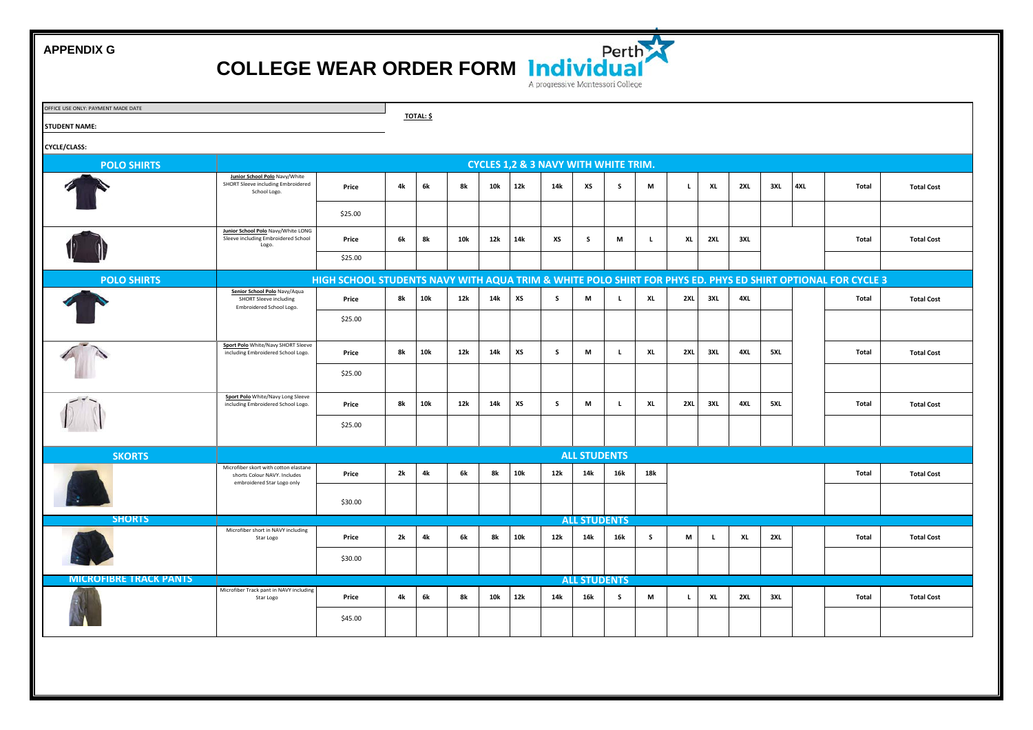**APPENDIX G**

# COLLEGE WEAR ORDER FORM

Perth Individual
A progressive Montessori College

OFFICE USE ONLY: PAYMENT MADE DATE

**STUDENT NAME:**

**TOTAL: $**

**CYCLE/CLASS:**

## POLO SHIRTS — CYCLES 1,2 & 3 NAVY WITH WHITE TRIM.

| Item | Price | 4k | 6k | 8k | 10k | 12k | 14k | XS | S | M | L | XL | 2XL | 3XL | 4XL | Total | Total Cost |
|---|---|---|---|---|---|---|---|---|---|---|---|---|---|---|---|---|---|
| **Junior School Polo** Navy/White SHORT Sleeve including Embroidered School Logo. | $25.00 | | | | | | | | | | | | | | | | |

| Item | Price | 6k | 8k | 10k | 12k | 14k | XS | S | M | L | XL | 2XL | 3XL | Total | Total Cost |
|---|---|---|---|---|---|---|---|---|---|---|---|---|---|---|---|
| **Junior School Polo** Navy/White LONG Sleeve including Embroidered School Logo. | $25.00 | | | | | | | | | | | | | | |

## POLO SHIRTS — HIGH SCHOOL STUDENTS NAVY WITH AQUA TRIM & WHITE POLO SHIRT FOR PHYS ED. PHYS ED SHIRT OPTIONAL FOR CYCLE 3

| Item | Price | 8k | 10k | 12k | 14k | XS | S | M | L | XL | 2XL | 3XL | 4XL | Total | Total Cost |
|---|---|---|---|---|---|---|---|---|---|---|---|---|---|---|---|
| **Senior School Polo** Navy/Aqua SHORT Sleeve including Embroidered School Logo. | $25.00 | | | | | | | | | | | | | | |

| Item | Price | 8k | 10k | 12k | 14k | XS | S | M | L | XL | 2XL | 3XL | 4XL | 5XL | Total | Total Cost |
|---|---|---|---|---|---|---|---|---|---|---|---|---|---|---|---|---|
| **Sport Polo** White/Navy SHORT Sleeve including Embroidered School Logo. | $25.00 | | | | | | | | | | | | | | | |
| **Sport Polo** White/Navy Long Sleeve including Embroidered School Logo. | $25.00 | | | | | | | | | | | | | | | |

## SKORTS — ALL STUDENTS

| Item | Price | 2k | 4k | 6k | 8k | 10k | 12k | 14k | 16k | 18k | Total | Total Cost |
|---|---|---|---|---|---|---|---|---|---|---|---|---|
| Microfiber skort with cotton elastane shorts Colour NAVY. Includes embroidered Star Logo only | $30.00 | | | | | | | | | | | |

## SHORTS — ALL STUDENTS

| Item | Price | 2k | 4k | 6k | 8k | 10k | 12k | 14k | 16k | S | M | L | XL | 2XL | Total | Total Cost |
|---|---|---|---|---|---|---|---|---|---|---|---|---|---|---|---|---|
| Microfiber short in NAVY including Star Logo | $30.00 | | | | | | | | | | | | | | | |

## MICROFIBRE TRACK PANTS — ALL STUDENTS

| Item | Price | 4k | 6k | 8k | 10k | 12k | 14k | 16k | S | M | L | XL | 2XL | 3XL | Total | Total Cost |
|---|---|---|---|---|---|---|---|---|---|---|---|---|---|---|---|---|
| Microfiber Track pant in NAVY including Star Logo | $45.00 | | | | | | | | | | | | | | | |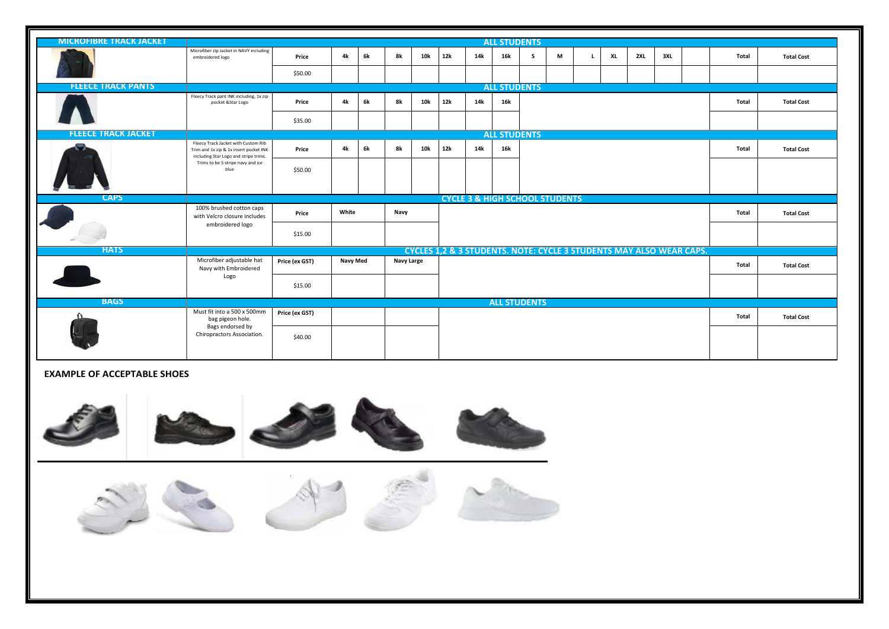| MICROFIBRE TRACK JACKET | ALL STUDENTS | | | | | | | | | | | | | | | | | |
|---|---|---|---|---|---|---|---|---|---|---|---|---|---|---|---|---|---|---|
| | Microfiber zip Jacket in NAVY including embroidered logo | Price | 4k | 6k | 8k | 10k | 12k | 14k | 16k | S | M | L | XL | 2XL | 3XL | | Total | Total Cost |
| | | $50.00 | | | | | | | | | | | | | | | | |

| FLEECE TRACK PANTS | ALL STUDENTS | | | | | | | | | | |
|---|---|---|---|---|---|---|---|---|---|---|---|
| | Fleecy Track pant INK including, 1x zip pocket &Star Logo | Price | 4k | 6k | 8k | 10k | 12k | 14k | 16k | Total | Total Cost |
| | | $35.00 | | | | | | | | | |

| FLEECE TRACK JACKET | ALL STUDENTS | | | | | | | | | | |
|---|---|---|---|---|---|---|---|---|---|---|---|
| | Fleecy Track Jacket with Custom Rib Trim and 1x zip & 1x insert pocket INK including Star Logo and stripe trims. Trims to be 5 stripe navy and ice blue | Price | 4k | 6k | 8k | 10k | 12k | 14k | 16k | Total | Total Cost |
| | | $50.00 | | | | | | | | | |

| CAPS | CYCLE 3 & HIGH SCHOOL STUDENTS | | | | | |
|---|---|---|---|---|---|---|
| | 100% brushed cotton caps with Velcro closure includes embroidered logo | Price | White | Navy | Total | Total Cost |
| | | $15.00 | | | | |

| HATS | CYCLES 1,2 & 3 STUDENTS. NOTE: CYCLE 3 STUDENTS MAY ALSO WEAR CAPS. | | | | | |
|---|---|---|---|---|---|---|
| | Microfiber adjustable hat Navy with Embroidered Logo | Price (ex GST) | Navy Med | Navy Large | Total | Total Cost |
| | | $15.00 | | | | |

| BAGS | ALL STUDENTS | | | | | | |
|---|---|---|---|---|---|---|---|
| | Must fit into a 500 x 500mm bag pigeon hole. Bags endorsed by Chiropractors Association. | Price (ex GST) | | | | Total | Total Cost |
| | | $40.00 | | | | | |

**EXAMPLE OF ACCEPTABLE SHOES**